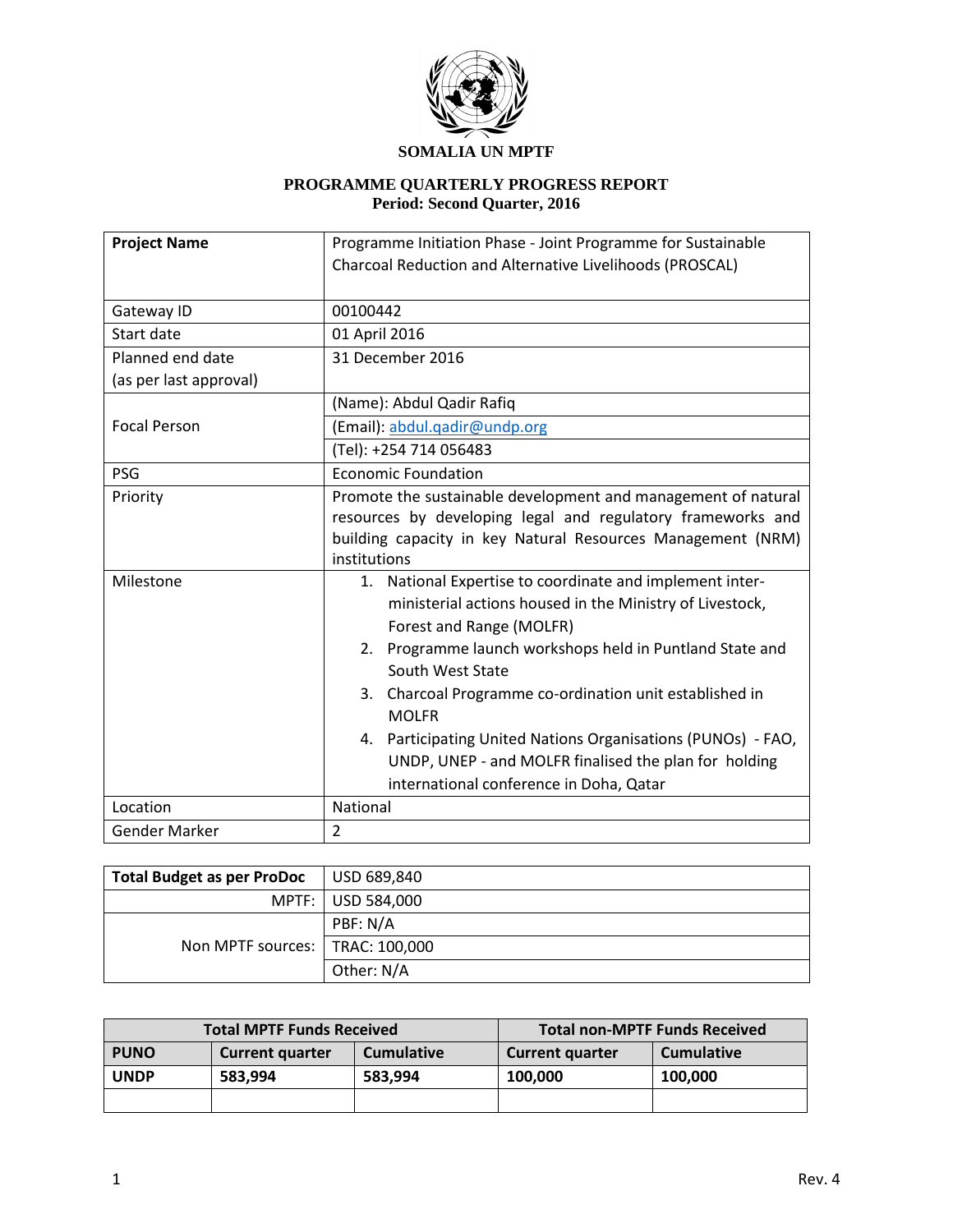**SOMALIA UN MPTF**

**PROGRAMME QUARTERLY PROGRESS REPORT**
**Period: Second Quarter, 2016**

| **Project Name** | Programme Initiation Phase - Joint Programme for Sustainable Charcoal Reduction and Alternative Livelihoods (PROSCAL) |
|---|---|
| Gateway ID | 00100442 |
| Start date | 01 April 2016 |
| Planned end date (as per last approval) | 31 December 2016 |
| Focal Person | (Name): Abdul Qadir Rafiq |
| | (Email): abdul.qadir@undp.org |
| | (Tel): +254 714 056483 |
| PSG | Economic Foundation |
| Priority | Promote the sustainable development and management of natural resources by developing legal and regulatory frameworks and building capacity in key Natural Resources Management (NRM) institutions |
| Milestone | 1. National Expertise to coordinate and implement inter-ministerial actions housed in the Ministry of Livestock, Forest and Range (MOLFR)<br>2. Programme launch workshops held in Puntland State and South West State<br>3. Charcoal Programme co-ordination unit established in MOLFR<br>4. Participating United Nations Organisations (PUNOs) - FAO, UNDP, UNEP - and MOLFR finalised the plan for holding international conference in Doha, Qatar |
| Location | National |
| Gender Marker | 2 |

| **Total Budget as per ProDoc** | USD 689,840 |
|---|---|
| MPTF: | USD 584,000 |
| Non MPTF sources: | PBF: N/A |
| | TRAC: 100,000 |
| | Other: N/A |

| **Total MPTF Funds Received** | | | **Total non-MPTF Funds Received** | |
|---|---|---|---|---|
| **PUNO** | **Current quarter** | **Cumulative** | **Current quarter** | **Cumulative** |
| **UNDP** | **583,994** | **583,994** | **100,000** | **100,000** |
| | | | | |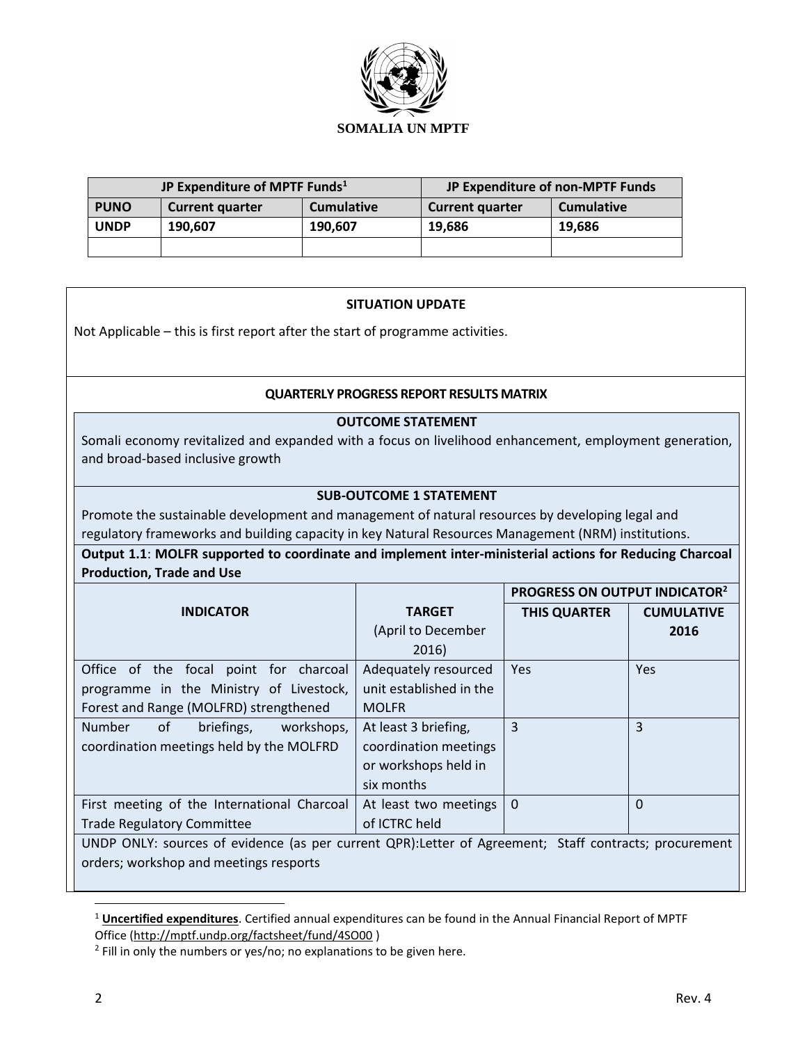**SOMALIA UN MPTF**

| JP Expenditure of MPTF Funds[1] | | | JP Expenditure of non-MPTF Funds | |
|---|---|---|---|---|
| **PUNO** | **Current quarter** | **Cumulative** | **Current quarter** | **Cumulative** |
| **UNDP** | **190,607** | **190,607** | **19,686** | **19,686** |
| | | | | |

**SITUATION UPDATE**

Not Applicable – this is first report after the start of programme activities.

**QUARTERLY PROGRESS REPORT RESULTS MATRIX**

**OUTCOME STATEMENT**

Somali economy revitalized and expanded with a focus on livelihood enhancement, employment generation, and broad-based inclusive growth

**SUB-OUTCOME 1 STATEMENT**

Promote the sustainable development and management of natural resources by developing legal and regulatory frameworks and building capacity in key Natural Resources Management (NRM) institutions.

**Output 1.1**: **MOLFR supported to coordinate and implement inter-ministerial actions for Reducing Charcoal Production, Trade and Use**

| INDICATOR | TARGET (April to December 2016) | PROGRESS ON OUTPUT INDICATOR[2] | |
|---|---|---|---|
| | | **THIS QUARTER** | **CUMULATIVE 2016** |
| Office of the focal point for charcoal programme in the Ministry of Livestock, Forest and Range (MOLFRD) strengthened | Adequately resourced unit established in the MOLFR | Yes | Yes |
| Number of briefings, workshops, coordination meetings held by the MOLFRD | At least 3 briefing, coordination meetings or workshops held in six months | 3 | 3 |
| First meeting of the International Charcoal Trade Regulatory Committee | At least two meetings of ICTRC held | 0 | 0 |

UNDP ONLY: sources of evidence (as per current QPR):Letter of Agreement; Staff contracts; procurement orders; workshop and meetings resports

[1] **Uncertified expenditures**. Certified annual expenditures can be found in the Annual Financial Report of MPTF Office (http://mptf.undp.org/factsheet/fund/4SO00 )

[2] Fill in only the numbers or yes/no; no explanations to be given here.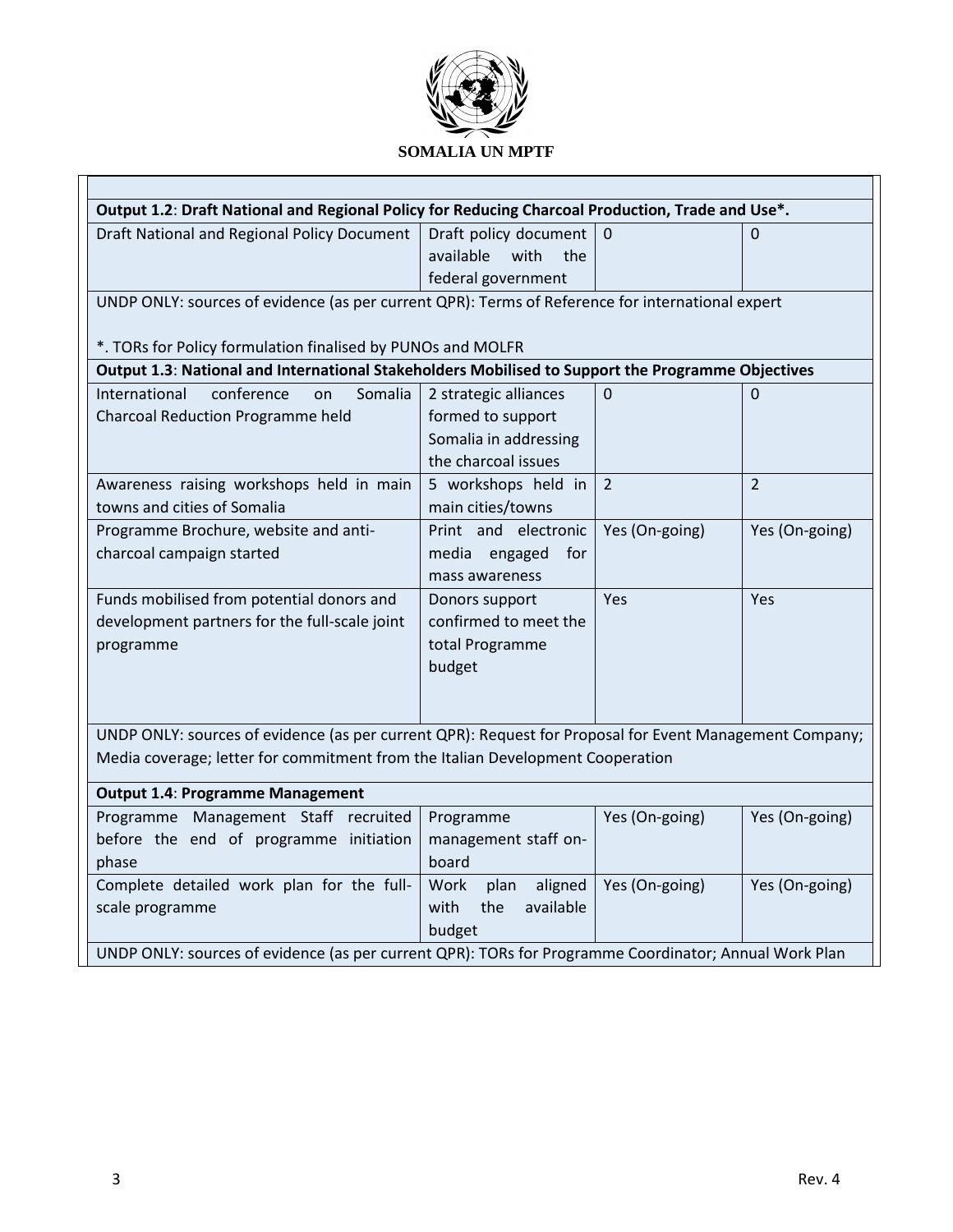**SOMALIA UN MPTF**

| | | | |
|---|---|---|---|
| **Output 1.2**: **Draft National and Regional Policy for Reducing Charcoal Production, Trade and Use*.** | | | |
| Draft National and Regional Policy Document | Draft policy document available with the federal government | 0 | 0 |
| UNDP ONLY: sources of evidence (as per current QPR): Terms of Reference for international expert<br><br>*. TORs for Policy formulation finalised by PUNOs and MOLFR | | | |
| **Output 1.3**: **National and International Stakeholders Mobilised to Support the Programme Objectives** | | | |
| International conference on Somalia Charcoal Reduction Programme held | 2 strategic alliances formed to support Somalia in addressing the charcoal issues | 0 | 0 |
| Awareness raising workshops held in main towns and cities of Somalia | 5 workshops held in main cities/towns | 2 | 2 |
| Programme Brochure, website and anti-charcoal campaign started | Print and electronic media engaged for mass awareness | Yes (On-going) | Yes (On-going) |
| Funds mobilised from potential donors and development partners for the full-scale joint programme | Donors support confirmed to meet the total Programme budget | Yes | Yes |
| UNDP ONLY: sources of evidence (as per current QPR): Request for Proposal for Event Management Company; Media coverage; letter for commitment from the Italian Development Cooperation | | | |
| **Output 1.4**: **Programme Management** | | | |
| Programme Management Staff recruited before the end of programme initiation phase | Programme management staff on-board | Yes (On-going) | Yes (On-going) |
| Complete detailed work plan for the full-scale programme | Work plan aligned with the available budget | Yes (On-going) | Yes (On-going) |
| UNDP ONLY: sources of evidence (as per current QPR): TORs for Programme Coordinator; Annual Work Plan | | | |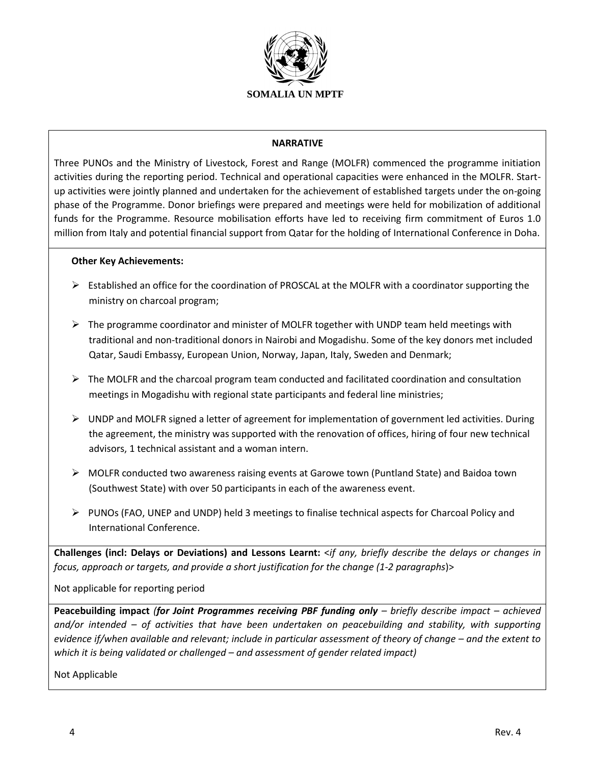**SOMALIA UN MPTF**

**NARRATIVE**

Three PUNOs and the Ministry of Livestock, Forest and Range (MOLFR) commenced the programme initiation activities during the reporting period. Technical and operational capacities were enhanced in the MOLFR. Start-up activities were jointly planned and undertaken for the achievement of established targets under the on-going phase of the Programme. Donor briefings were prepared and meetings were held for mobilization of additional funds for the Programme. Resource mobilisation efforts have led to receiving firm commitment of Euros 1.0 million from Italy and potential financial support from Qatar for the holding of International Conference in Doha.

**Other Key Achievements:**

- Established an office for the coordination of PROSCAL at the MOLFR with a coordinator supporting the ministry on charcoal program;
- The programme coordinator and minister of MOLFR together with UNDP team held meetings with traditional and non-traditional donors in Nairobi and Mogadishu. Some of the key donors met included Qatar, Saudi Embassy, European Union, Norway, Japan, Italy, Sweden and Denmark;
- The MOLFR and the charcoal program team conducted and facilitated coordination and consultation meetings in Mogadishu with regional state participants and federal line ministries;
- UNDP and MOLFR signed a letter of agreement for implementation of government led activities. During the agreement, the ministry was supported with the renovation of offices, hiring of four new technical advisors, 1 technical assistant and a woman intern.
- MOLFR conducted two awareness raising events at Garowe town (Puntland State) and Baidoa town (Southwest State) with over 50 participants in each of the awareness event.
- PUNOs (FAO, UNEP and UNDP) held 3 meetings to finalise technical aspects for Charcoal Policy and International Conference.

**Challenges (incl: Delays or Deviations) and Lessons Learnt:** <*if any, briefly describe the delays or changes in focus, approach or targets, and provide a short justification for the change (1-2 paragraphs*)>

Not applicable for reporting period

**Peacebuilding impact** *(**for Joint Programmes receiving PBF funding only** – briefly describe impact – achieved and/or intended – of activities that have been undertaken on peacebuilding and stability, with supporting evidence if/when available and relevant; include in particular assessment of theory of change – and the extent to which it is being validated or challenged – and assessment of gender related impact)*

Not Applicable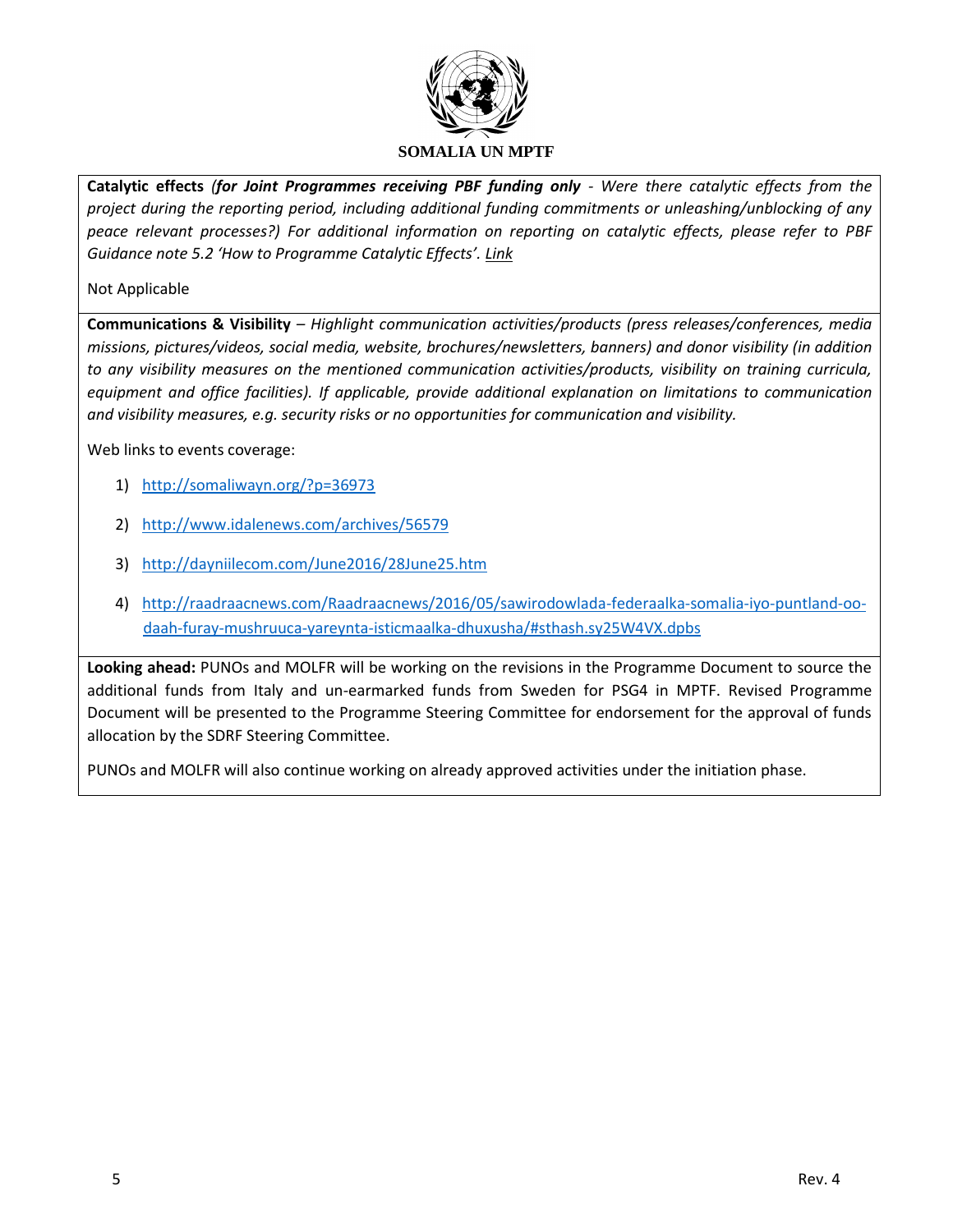**Catalytic effects** *(for Joint Programmes receiving PBF funding only - Were there catalytic effects from the project during the reporting period, including additional funding commitments or unleashing/unblocking of any peace relevant processes?) For additional information on reporting on catalytic effects, please refer to PBF Guidance note 5.2 'How to Programme Catalytic Effects'. Link*

Not Applicable

**Communications & Visibility** – *Highlight communication activities/products (press releases/conferences, media missions, pictures/videos, social media, website, brochures/newsletters, banners) and donor visibility (in addition to any visibility measures on the mentioned communication activities/products, visibility on training curricula, equipment and office facilities). If applicable, provide additional explanation on limitations to communication and visibility measures, e.g. security risks or no opportunities for communication and visibility.*

Web links to events coverage:

1) http://somaliwayn.org/?p=36973
2) http://www.idalenews.com/archives/56579
3) http://dayniilecom.com/June2016/28June25.htm
4) http://raadraacnews.com/Raadraacnews/2016/05/sawirodowlada-federaalka-somalia-iyo-puntland-oo-daah-furay-mushruuca-yareynta-isticmaalka-dhuxusha/#sthash.sy25W4VX.dpbs

**Looking ahead:** PUNOs and MOLFR will be working on the revisions in the Programme Document to source the additional funds from Italy and un-earmarked funds from Sweden for PSG4 in MPTF. Revised Programme Document will be presented to the Programme Steering Committee for endorsement for the approval of funds allocation by the SDRF Steering Committee.

PUNOs and MOLFR will also continue working on already approved activities under the initiation phase.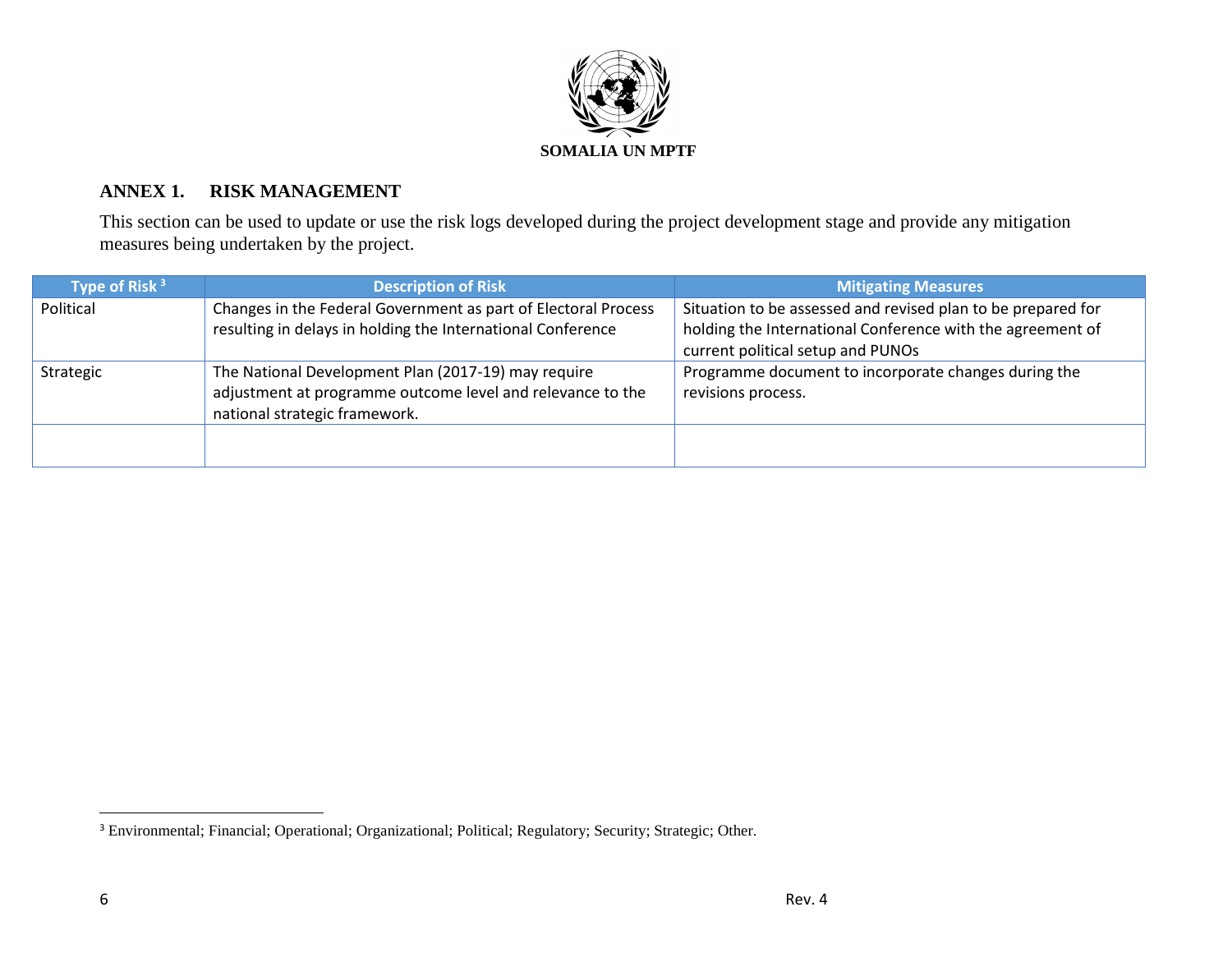SOMALIA UN MPTF

## ANNEX 1. RISK MANAGEMENT

This section can be used to update or use the risk logs developed during the project development stage and provide any mitigation measures being undertaken by the project.

| Type of Risk [3] | Description of Risk | Mitigating Measures |
|---|---|---|
| Political | Changes in the Federal Government as part of Electoral Process resulting in delays in holding the International Conference | Situation to be assessed and revised plan to be prepared for holding the International Conference with the agreement of current political setup and PUNOs |
| Strategic | The National Development Plan (2017-19) may require adjustment at programme outcome level and relevance to the national strategic framework. | Programme document to incorporate changes during the revisions process. |
| | | |

[3] Environmental; Financial; Operational; Organizational; Political; Regulatory; Security; Strategic; Other.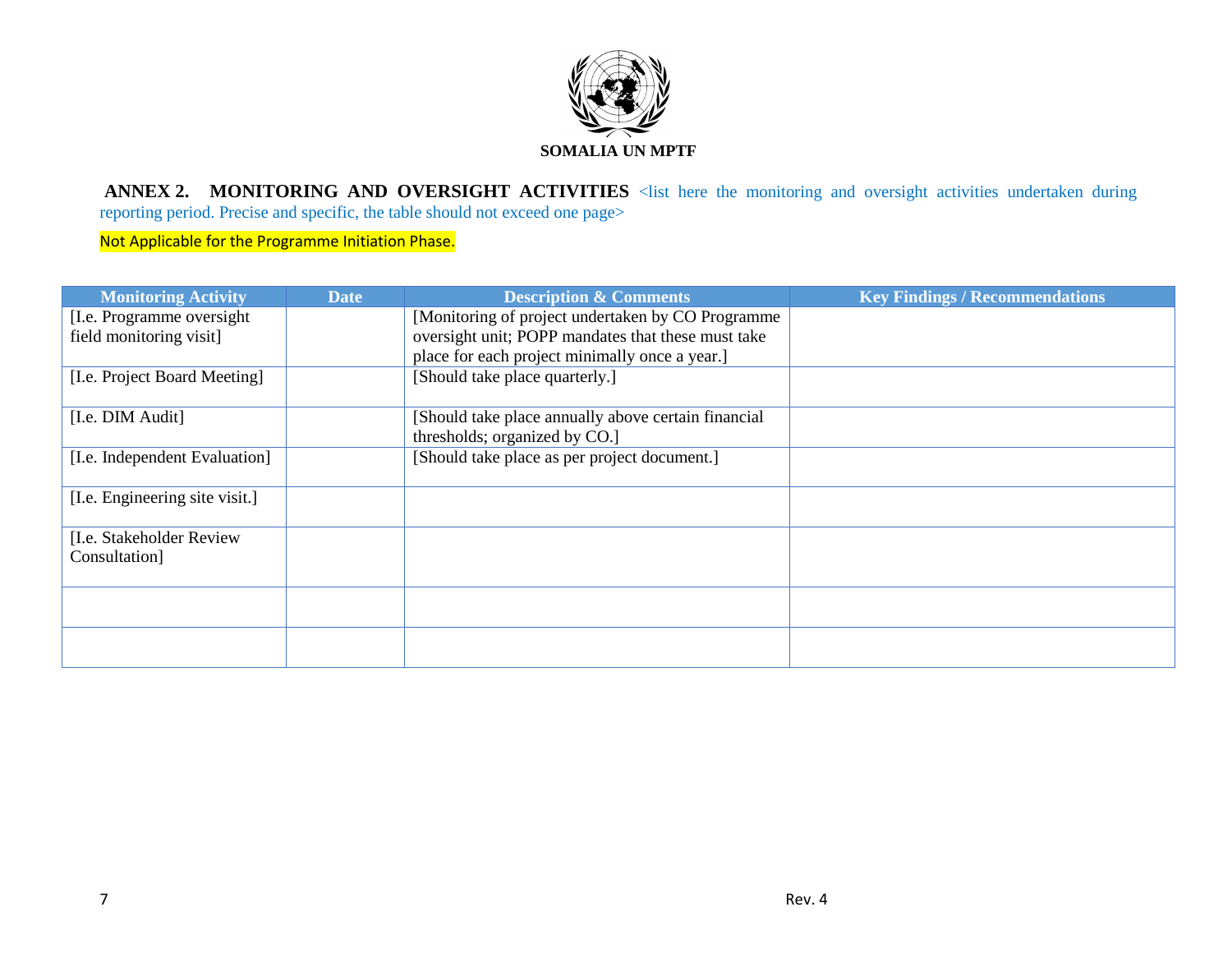**SOMALIA UN MPTF**

## ANNEX 2. MONITORING AND OVERSIGHT ACTIVITIES

<list here the monitoring and oversight activities undertaken during reporting period. Precise and specific, the table should not exceed one page>

Not Applicable for the Programme Initiation Phase.

| Monitoring Activity | Date | Description & Comments | Key Findings / Recommendations |
|---|---|---|---|
| [I.e. Programme oversight field monitoring visit] | | [Monitoring of project undertaken by CO Programme oversight unit; POPP mandates that these must take place for each project minimally once a year.] | |
| [I.e. Project Board Meeting] | | [Should take place quarterly.] | |
| [I.e. DIM Audit] | | [Should take place annually above certain financial thresholds; organized by CO.] | |
| [I.e. Independent Evaluation] | | [Should take place as per project document.] | |
| [I.e. Engineering site visit.] | | | |
| [I.e. Stakeholder Review Consultation] | | | |
| | | | |
| | | | |

Rev. 4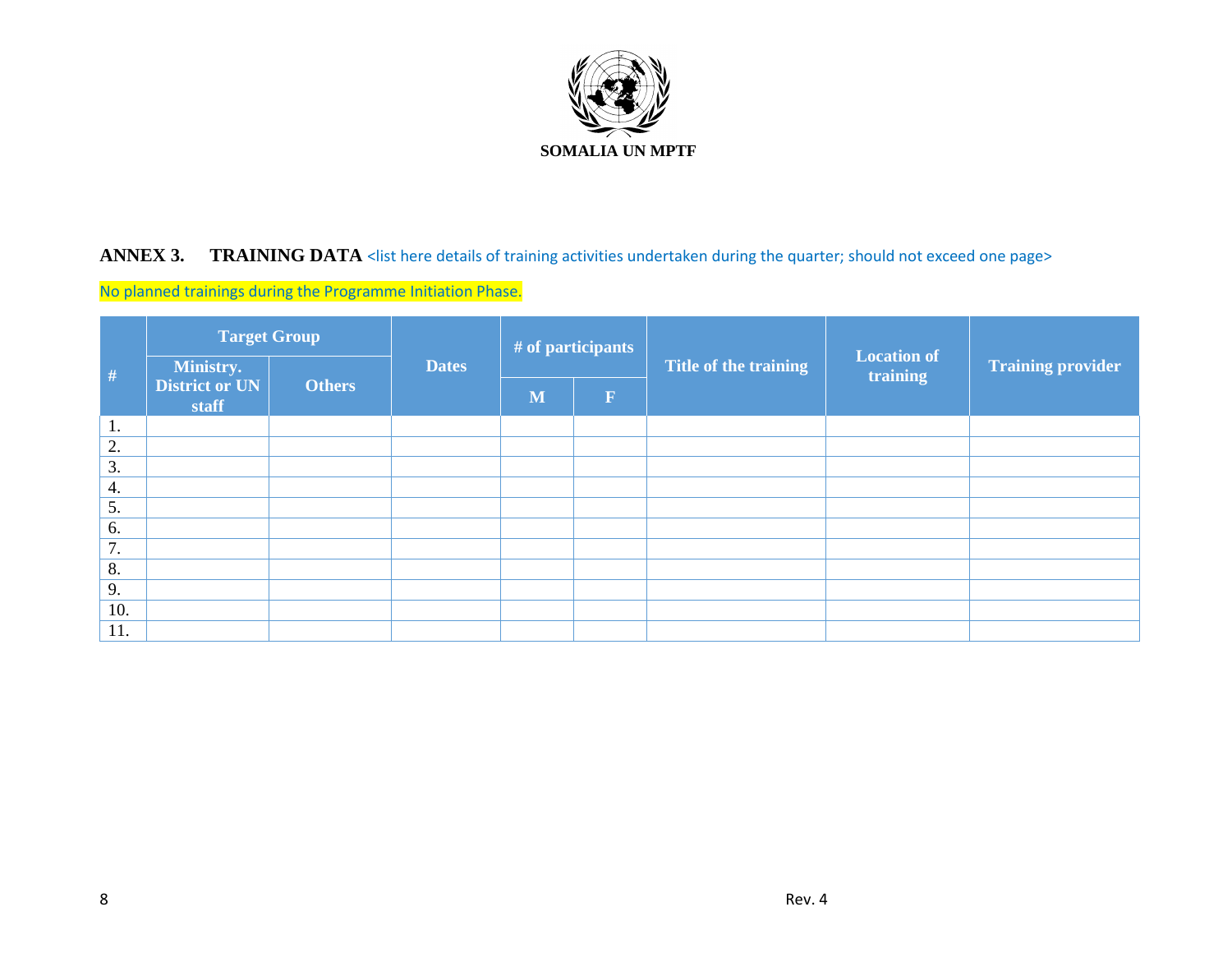**SOMALIA UN MPTF**

## ANNEX 3. TRAINING DATA <list here details of training activities undertaken during the quarter; should not exceed one page>

No planned trainings during the Programme Initiation Phase.

| # | Target Group | | Dates | # of participants | | Title of the training | Location of training | Training provider |
|---|---|---|---|---|---|---|---|---|
| | Ministry. District or UN staff | Others | | M | F | | | |
| 1. | | | | | | | | |
| 2. | | | | | | | | |
| 3. | | | | | | | | |
| 4. | | | | | | | | |
| 5. | | | | | | | | |
| 6. | | | | | | | | |
| 7. | | | | | | | | |
| 8. | | | | | | | | |
| 9. | | | | | | | | |
| 10. | | | | | | | | |
| 11. | | | | | | | | |